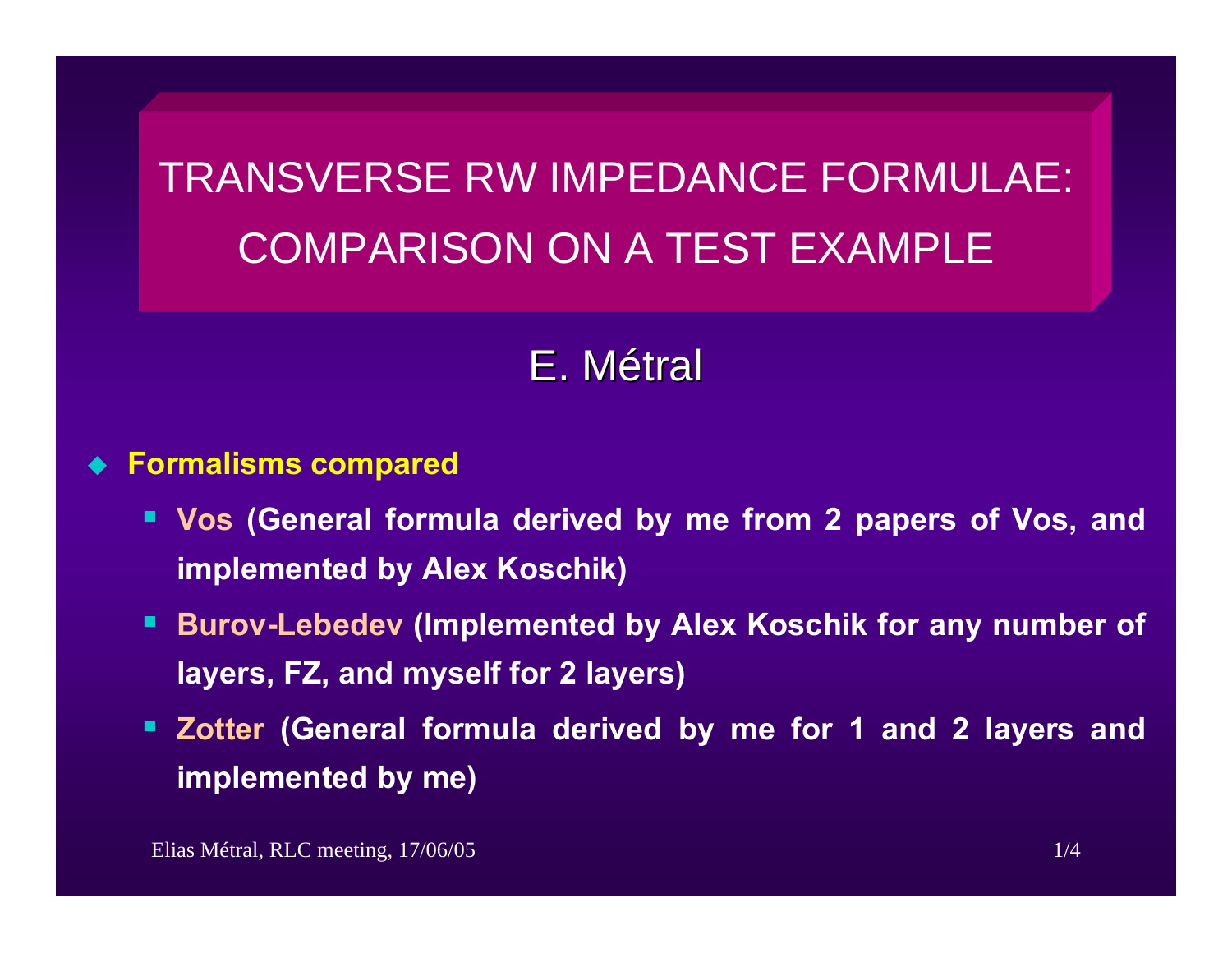# TRANSVERSE RW IMPEDANCE FORMULAE: COMPARISON ON A TEST EXAMPLE

## E. Métral

- **Formalisms compared**
  - **Vos (General formula derived by me from 2 papers of Vos, and implemented by Alex Koschik)**
  - **Burov-Lebedev (Implemented by Alex Koschik for any number of layers, FZ, and myself for 2 layers)**
  - **Zotter (General formula derived by me for 1 and 2 layers and implemented by me)**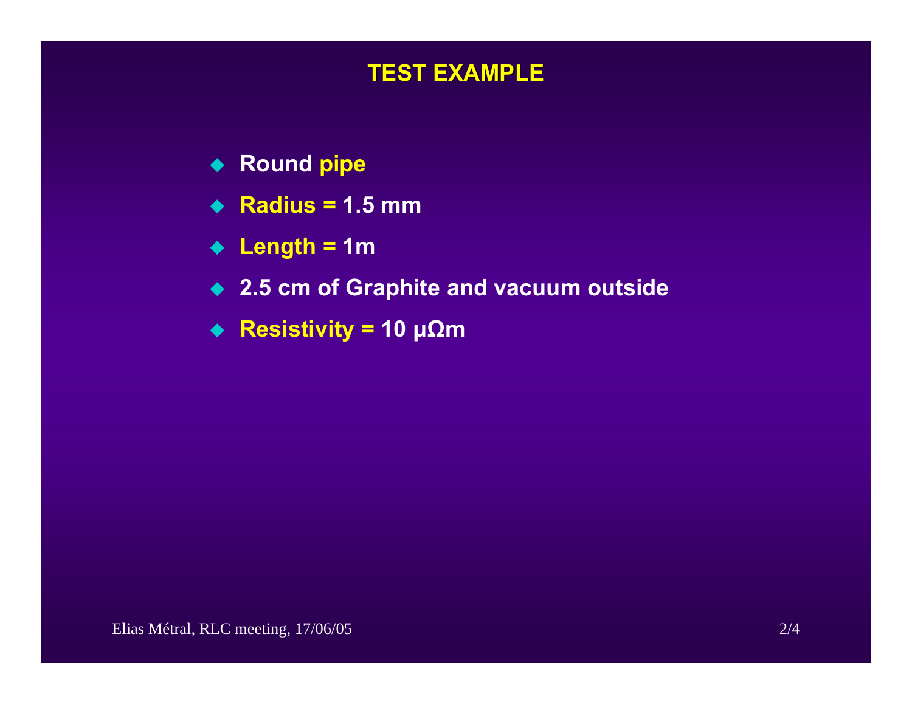# TEST EXAMPLE

- Round pipe
- Radius = 1.5 mm
- Length = 1m
- 2.5 cm of Graphite and vacuum outside
- Resistivity = 10 μΩm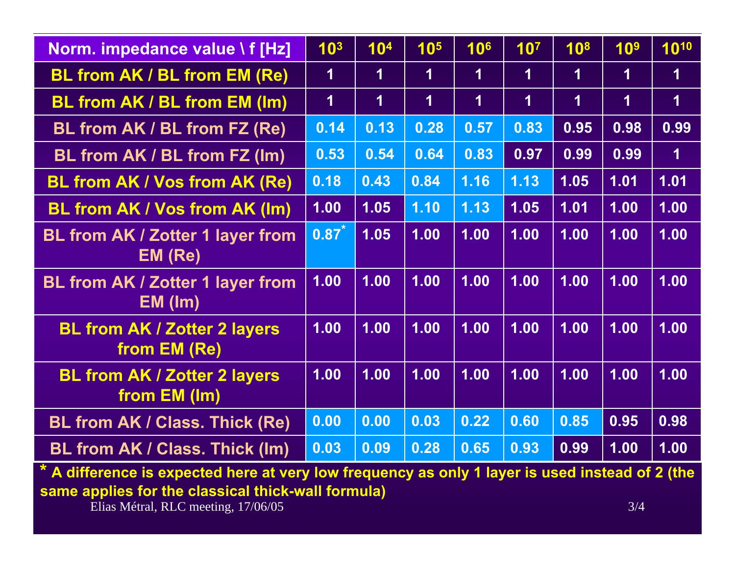| Norm. impedance value \ f [Hz] | $10^3$ | $10^4$ | $10^5$ | $10^6$ | $10^7$ | $10^8$ | $10^9$ | $10^{10}$ |
|---|---|---|---|---|---|---|---|---|
| BL from AK / BL from EM (Re) | 1 | 1 | 1 | 1 | 1 | 1 | 1 | 1 |
| BL from AK / BL from EM (Im) | 1 | 1 | 1 | 1 | 1 | 1 | 1 | 1 |
| BL from AK / BL from FZ (Re) | 0.14 | 0.13 | 0.28 | 0.57 | 0.83 | 0.95 | 0.98 | 0.99 |
| BL from AK / BL from FZ (Im) | 0.53 | 0.54 | 0.64 | 0.83 | 0.97 | 0.99 | 0.99 | 1 |
| BL from AK / Vos from AK (Re) | 0.18 | 0.43 | 0.84 | 1.16 | 1.13 | 1.05 | 1.01 | 1.01 |
| BL from AK / Vos from AK (Im) | 1.00 | 1.05 | 1.10 | 1.13 | 1.05 | 1.01 | 1.00 | 1.00 |
| BL from AK / Zotter 1 layer from EM (Re) | 0.87* | 1.05 | 1.00 | 1.00 | 1.00 | 1.00 | 1.00 | 1.00 |
| BL from AK / Zotter 1 layer from EM (Im) | 1.00 | 1.00 | 1.00 | 1.00 | 1.00 | 1.00 | 1.00 | 1.00 |
| BL from AK / Zotter 2 layers from EM (Re) | 1.00 | 1.00 | 1.00 | 1.00 | 1.00 | 1.00 | 1.00 | 1.00 |
| BL from AK / Zotter 2 layers from EM (Im) | 1.00 | 1.00 | 1.00 | 1.00 | 1.00 | 1.00 | 1.00 | 1.00 |
| BL from AK / Class. Thick (Re) | 0.00 | 0.00 | 0.03 | 0.22 | 0.60 | 0.85 | 0.95 | 0.98 |
| BL from AK / Class. Thick (Im) | 0.03 | 0.09 | 0.28 | 0.65 | 0.93 | 0.99 | 1.00 | 1.00 |

* A difference is expected here at very low frequency as only 1 layer is used instead of 2 (the same applies for the classical thick-wall formula)

Elias Métral, RLC meeting, 17/06/05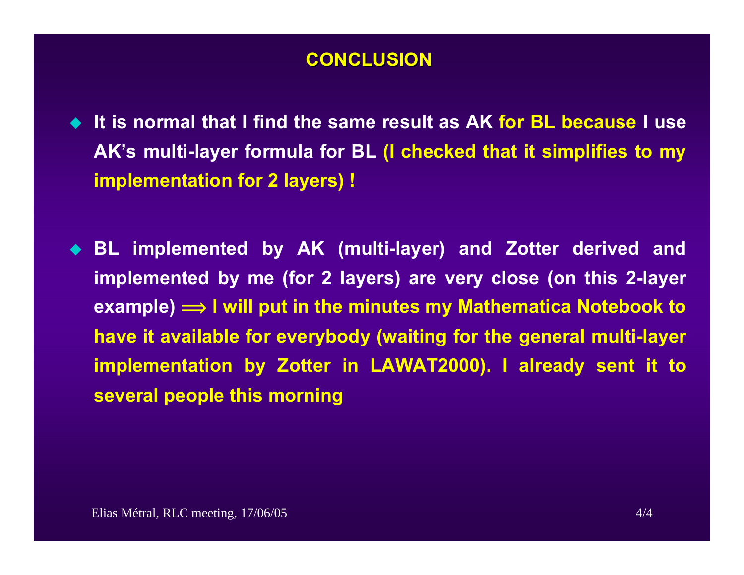# CONCLUSION

- It is normal that I find the same result as AK for BL because I use AK's multi-layer formula for BL (I checked that it simplifies to my implementation for 2 layers) !

- BL implemented by AK (multi-layer) and Zotter derived and implemented by me (for 2 layers) are very close (on this 2-layer example) $\Longrightarrow$ I will put in the minutes my Mathematica Notebook to have it available for everybody (waiting for the general multi-layer implementation by Zotter in LAWAT2000). I already sent it to several people this morning